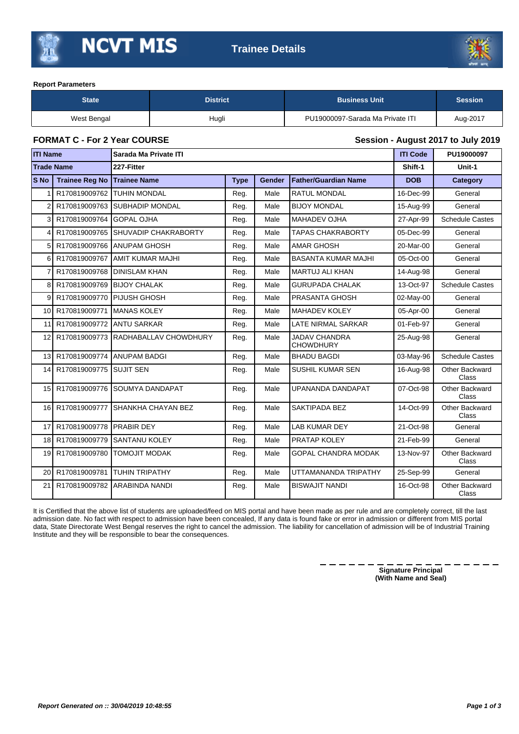# NCVT MIS — Trainee Details

**Report Parameters**

| State | District | Business Unit | Session |
|---|---|---|---|
| West Bengal | Hugli | PU19000097-Sarada Ma Private ITI | Aug-2017 |

## FORMAT C - For 2 Year COURSE

**Session - August 2017 to July 2019**

| **ITI Name** | | **Sarada Ma Private ITI** | | | | **ITI Code** | **PU19000097** |
|---|---|---|---|---|---|---|---|
| **Trade Name** | | **227-Fitter** | | | | **Shift-1** | **Unit-1** |
| **S No** | **Trainee Reg No** | **Trainee Name** | **Type** | **Gender** | **Father/Guardian Name** | **DOB** | **Category** |
| 1 | R170819009762 | TUHIN MONDAL | Reg. | Male | RATUL MONDAL | 16-Dec-99 | General |
| 2 | R170819009763 | SUBHADIP MONDAL | Reg. | Male | BIJOY MONDAL | 15-Aug-99 | General |
| 3 | R170819009764 | GOPAL OJHA | Reg. | Male | MAHADEV OJHA | 27-Apr-99 | Schedule Castes |
| 4 | R170819009765 | SHUVADIP CHAKRABORTY | Reg. | Male | TAPAS CHAKRABORTY | 05-Dec-99 | General |
| 5 | R170819009766 | ANUPAM GHOSH | Reg. | Male | AMAR GHOSH | 20-Mar-00 | General |
| 6 | R170819009767 | AMIT KUMAR MAJHI | Reg. | Male | BASANTA KUMAR MAJHI | 05-Oct-00 | General |
| 7 | R170819009768 | DINISLAM KHAN | Reg. | Male | MARTUJ ALI KHAN | 14-Aug-98 | General |
| 8 | R170819009769 | BIJOY CHALAK | Reg. | Male | GURUPADA CHALAK | 13-Oct-97 | Schedule Castes |
| 9 | R170819009770 | PIJUSH GHOSH | Reg. | Male | PRASANTA GHOSH | 02-May-00 | General |
| 10 | R170819009771 | MANAS KOLEY | Reg. | Male | MAHADEV KOLEY | 05-Apr-00 | General |
| 11 | R170819009772 | ANTU SARKAR | Reg. | Male | LATE NIRMAL SARKAR | 01-Feb-97 | General |
| 12 | R170819009773 | RADHABALLAV CHOWDHURY | Reg. | Male | JADAV CHANDRA CHOWDHURY | 25-Aug-98 | General |
| 13 | R170819009774 | ANUPAM BADGI | Reg. | Male | BHADU BAGDI | 03-May-96 | Schedule Castes |
| 14 | R170819009775 | SUJIT SEN | Reg. | Male | SUSHIL KUMAR SEN | 16-Aug-98 | Other Backward Class |
| 15 | R170819009776 | SOUMYA DANDAPAT | Reg. | Male | UPANANDA DANDAPAT | 07-Oct-98 | Other Backward Class |
| 16 | R170819009777 | SHANKHA CHAYAN BEZ | Reg. | Male | SAKTIPADA BEZ | 14-Oct-99 | Other Backward Class |
| 17 | R170819009778 | PRABIR DEY | Reg. | Male | LAB KUMAR DEY | 21-Oct-98 | General |
| 18 | R170819009779 | SANTANU KOLEY | Reg. | Male | PRATAP KOLEY | 21-Feb-99 | General |
| 19 | R170819009780 | TOMOJIT MODAK | Reg. | Male | GOPAL CHANDRA MODAK | 13-Nov-97 | Other Backward Class |
| 20 | R170819009781 | TUHIN TRIPATHY | Reg. | Male | UTTAMANANDA TRIPATHY | 25-Sep-99 | General |
| 21 | R170819009782 | ARABINDA NANDI | Reg. | Male | BISWAJIT NANDI | 16-Oct-98 | Other Backward Class |

It is Certified that the above list of students are uploaded/feed on MIS portal and have been made as per rule and are completely correct, till the last admission date. No fact with respect to admission have been concealed, If any data is found fake or error in admission or different from MIS portal data, State Directorate West Bengal reserves the right to cancel the admission. The liability for cancellation of admission will be of Industrial Training Institute and they will be responsible to bear the consequences.

**Signature Principal**
**(With Name and Seal)**

*Report Generated on :: 30/04/2019 10:48:55*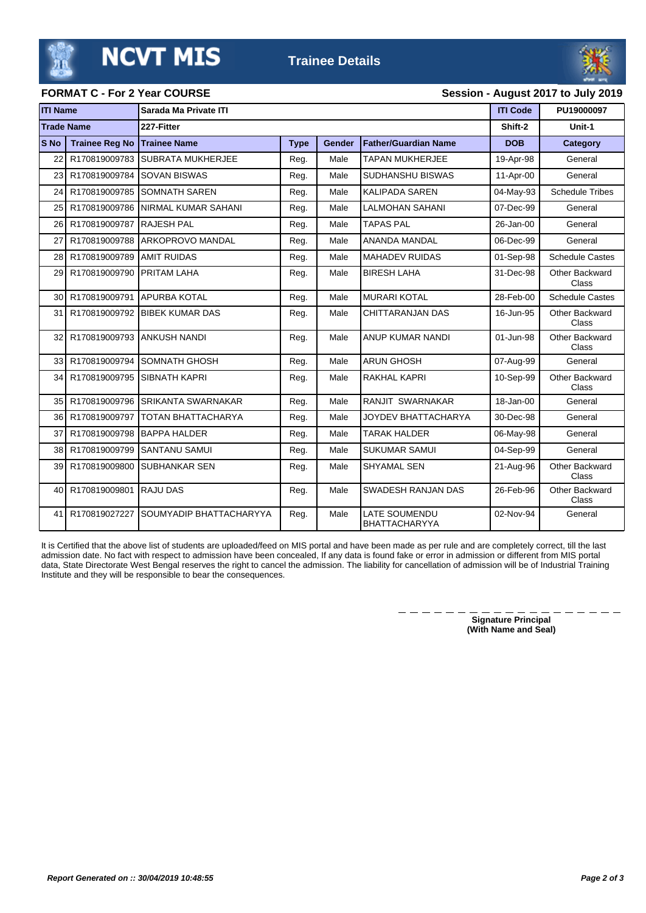# NCVT MIS — Trainee Details

**FORMAT C - For 2 Year COURSE** | **Session - August 2017 to July 2019**

| ITI Name | | Sarada Ma Private ITI | | | | ITI Code | PU19000097 |
|---|---|---|---|---|---|---|---|
| **Trade Name** | | **227-Fitter** | | | | **Shift-2** | **Unit-1** |
| **S No** | **Trainee Reg No** | **Trainee Name** | **Type** | **Gender** | **Father/Guardian Name** | **DOB** | **Category** |
| 22 | R170819009783 | SUBRATA MUKHERJEE | Reg. | Male | TAPAN MUKHERJEE | 19-Apr-98 | General |
| 23 | R170819009784 | SOVAN BISWAS | Reg. | Male | SUDHANSHU BISWAS | 11-Apr-00 | General |
| 24 | R170819009785 | SOMNATH SAREN | Reg. | Male | KALIPADA SAREN | 04-May-93 | Schedule Tribes |
| 25 | R170819009786 | NIRMAL KUMAR SAHANI | Reg. | Male | LALMOHAN SAHANI | 07-Dec-99 | General |
| 26 | R170819009787 | RAJESH PAL | Reg. | Male | TAPAS PAL | 26-Jan-00 | General |
| 27 | R170819009788 | ARKOPROVO MANDAL | Reg. | Male | ANANDA MANDAL | 06-Dec-99 | General |
| 28 | R170819009789 | AMIT RUIDAS | Reg. | Male | MAHADEV RUIDAS | 01-Sep-98 | Schedule Castes |
| 29 | R170819009790 | PRITAM LAHA | Reg. | Male | BIRESH LAHA | 31-Dec-98 | Other Backward Class |
| 30 | R170819009791 | APURBA KOTAL | Reg. | Male | MURARI KOTAL | 28-Feb-00 | Schedule Castes |
| 31 | R170819009792 | BIBEK KUMAR DAS | Reg. | Male | CHITTARANJAN DAS | 16-Jun-95 | Other Backward Class |
| 32 | R170819009793 | ANKUSH NANDI | Reg. | Male | ANUP KUMAR NANDI | 01-Jun-98 | Other Backward Class |
| 33 | R170819009794 | SOMNATH GHOSH | Reg. | Male | ARUN GHOSH | 07-Aug-99 | General |
| 34 | R170819009795 | SIBNATH KAPRI | Reg. | Male | RAKHAL KAPRI | 10-Sep-99 | Other Backward Class |
| 35 | R170819009796 | SRIKANTA SWARNAKAR | Reg. | Male | RANJIT SWARNAKAR | 18-Jan-00 | General |
| 36 | R170819009797 | TOTAN BHATTACHARYA | Reg. | Male | JOYDEV BHATTACHARYA | 30-Dec-98 | General |
| 37 | R170819009798 | BAPPA HALDER | Reg. | Male | TARAK HALDER | 06-May-98 | General |
| 38 | R170819009799 | SANTANU SAMUI | Reg. | Male | SUKUMAR SAMUI | 04-Sep-99 | General |
| 39 | R170819009800 | SUBHANKAR SEN | Reg. | Male | SHYAMAL SEN | 21-Aug-96 | Other Backward Class |
| 40 | R170819009801 | RAJU DAS | Reg. | Male | SWADESH RANJAN DAS | 26-Feb-96 | Other Backward Class |
| 41 | R170819027227 | SOUMYADIP BHATTACHARYYA | Reg. | Male | LATE SOUMENDU BHATTACHARYYA | 02-Nov-94 | General |

It is Certified that the above list of students are uploaded/feed on MIS portal and have been made as per rule and are completely correct, till the last admission date. No fact with respect to admission have been concealed, If any data is found fake or error in admission or different from MIS portal data, State Directorate West Bengal reserves the right to cancel the admission. The liability for cancellation of admission will be of Industrial Training Institute and they will be responsible to bear the consequences.

**Signature Principal**
**(With Name and Seal)**

*Report Generated on :: 30/04/2019 10:48:55*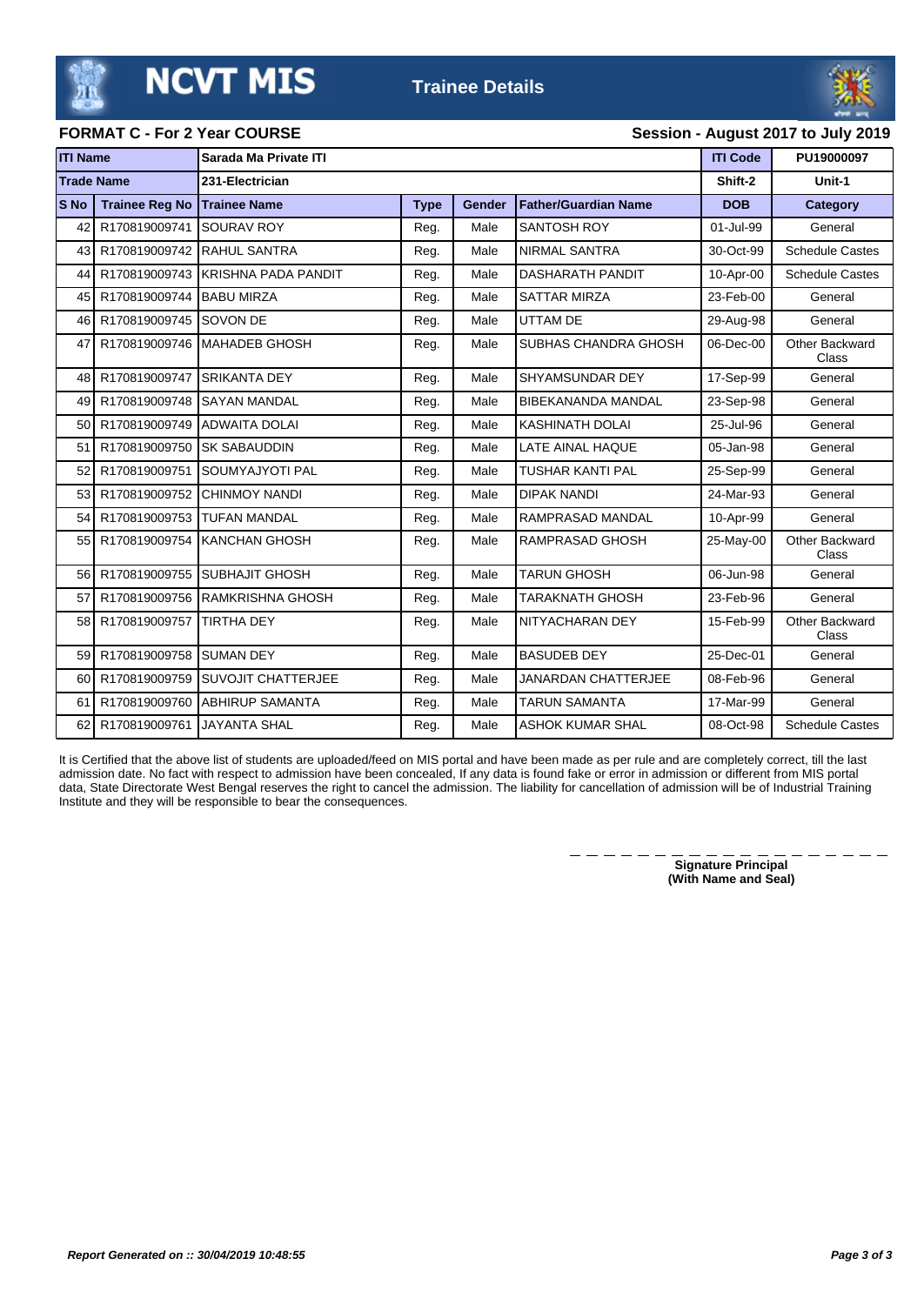# NCVT MIS

## Trainee Details

**FORMAT C - For 2 Year COURSE** **Session - August 2017 to July 2019**

| ITI Name | | Sarada Ma Private ITI | | | | ITI Code | PU19000097 |
|---|---|---|---|---|---|---|---|
| **Trade Name** | | **231-Electrician** | | | | **Shift-2** | **Unit-1** |
| **S No** | **Trainee Reg No** | **Trainee Name** | **Type** | **Gender** | **Father/Guardian Name** | **DOB** | **Category** |
| 42 | R170819009741 | SOURAV ROY | Reg. | Male | SANTOSH ROY | 01-Jul-99 | General |
| 43 | R170819009742 | RAHUL SANTRA | Reg. | Male | NIRMAL SANTRA | 30-Oct-99 | Schedule Castes |
| 44 | R170819009743 | KRISHNA PADA PANDIT | Reg. | Male | DASHARATH PANDIT | 10-Apr-00 | Schedule Castes |
| 45 | R170819009744 | BABU MIRZA | Reg. | Male | SATTAR MIRZA | 23-Feb-00 | General |
| 46 | R170819009745 | SOVON DE | Reg. | Male | UTTAM DE | 29-Aug-98 | General |
| 47 | R170819009746 | MAHADEB GHOSH | Reg. | Male | SUBHAS CHANDRA GHOSH | 06-Dec-00 | Other Backward Class |
| 48 | R170819009747 | SRIKANTA DEY | Reg. | Male | SHYAMSUNDAR DEY | 17-Sep-99 | General |
| 49 | R170819009748 | SAYAN MANDAL | Reg. | Male | BIBEKANANDA MANDAL | 23-Sep-98 | General |
| 50 | R170819009749 | ADWAITA DOLAI | Reg. | Male | KASHINATH DOLAI | 25-Jul-96 | General |
| 51 | R170819009750 | SK SABAUDDIN | Reg. | Male | LATE AINAL HAQUE | 05-Jan-98 | General |
| 52 | R170819009751 | SOUMYAJYOTI PAL | Reg. | Male | TUSHAR KANTI PAL | 25-Sep-99 | General |
| 53 | R170819009752 | CHINMOY NANDI | Reg. | Male | DIPAK NANDI | 24-Mar-93 | General |
| 54 | R170819009753 | TUFAN MANDAL | Reg. | Male | RAMPRASAD MANDAL | 10-Apr-99 | General |
| 55 | R170819009754 | KANCHAN GHOSH | Reg. | Male | RAMPRASAD GHOSH | 25-May-00 | Other Backward Class |
| 56 | R170819009755 | SUBHAJIT GHOSH | Reg. | Male | TARUN GHOSH | 06-Jun-98 | General |
| 57 | R170819009756 | RAMKRISHNA GHOSH | Reg. | Male | TARAKNATH GHOSH | 23-Feb-96 | General |
| 58 | R170819009757 | TIRTHA DEY | Reg. | Male | NITYACHARAN DEY | 15-Feb-99 | Other Backward Class |
| 59 | R170819009758 | SUMAN DEY | Reg. | Male | BASUDEB DEY | 25-Dec-01 | General |
| 60 | R170819009759 | SUVOJIT CHATTERJEE | Reg. | Male | JANARDAN CHATTERJEE | 08-Feb-96 | General |
| 61 | R170819009760 | ABHIRUP SAMANTA | Reg. | Male | TARUN SAMANTA | 17-Mar-99 | General |
| 62 | R170819009761 | JAYANTA SHAL | Reg. | Male | ASHOK KUMAR SHAL | 08-Oct-98 | Schedule Castes |

It is Certified that the above list of students are uploaded/feed on MIS portal and have been made as per rule and are completely correct, till the last admission date. No fact with respect to admission have been concealed, If any data is found fake or error in admission or different from MIS portal data, State Directorate West Bengal reserves the right to cancel the admission. The liability for cancellation of admission will be of Industrial Training Institute and they will be responsible to bear the consequences.

**Signature Principal**
**(With Name and Seal)**

*Report Generated on :: 30/04/2019 10:48:55*